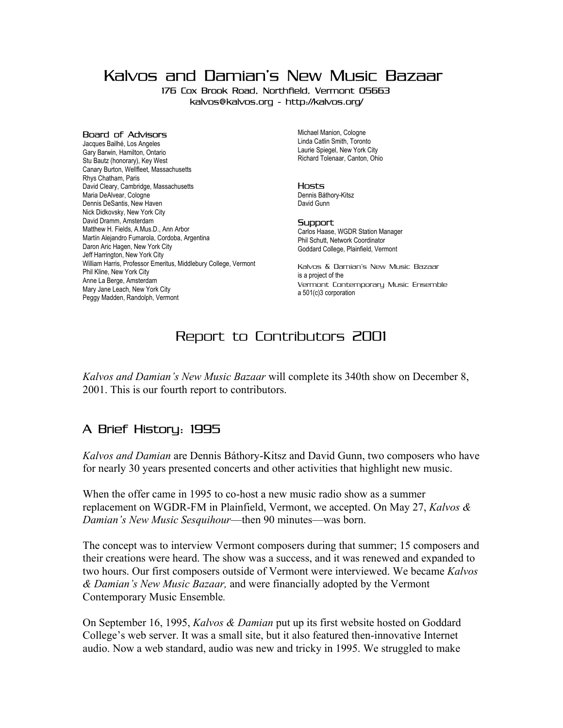# Kalvos and Damian's New Music Bazaar

176 Cox Brook Road, Northfield, Vermont 05663
kalvos@kalvos.org - http://kalvos.org/

### Board of Advisors

Jacques Bailhé, Los Angeles
Gary Barwin, Hamilton, Ontario
Stu Bautz (honorary), Key West
Canary Burton, Wellfleet, Massachusetts
Rhys Chatham, Paris
David Cleary, Cambridge, Massachusetts
Maria DeAlvear, Cologne
Dennis DeSantis, New Haven
Nick Didkovsky, New York City
David Dramm, Amsterdam
Matthew H. Fields, A.Mus.D., Ann Arbor
Martín Alejandro Fumarola, Cordoba, Argentina
Daron Aric Hagen, New York City
Jeff Harrington, New York City
William Harris, Professor Emeritus, Middlebury College, Vermont
Phil Kline, New York City
Anne La Berge, Amsterdam
Mary Jane Leach, New York City
Peggy Madden, Randolph, Vermont
Michael Manion, Cologne
Linda Catlin Smith, Toronto
Laurie Spiegel, New York City
Richard Tolenaar, Canton, Ohio

### Hosts

Dennis Báthory-Kitsz
David Gunn

### Support

Carlos Haase, WGDR Station Manager
Phil Schutt, Network Coordinator
Goddard College, Plainfield, Vermont

Kalvos & Damian's New Music Bazaar
is a project of the
Vermont Contemporary Music Ensemble
a 501(c)3 corporation

## Report to Contributors 2001

*Kalvos and Damian's New Music Bazaar* will complete its 340th show on December 8, 2001. This is our fourth report to contributors.

## A Brief History: 1995

*Kalvos and Damian* are Dennis Báthory-Kitsz and David Gunn, two composers who have for nearly 30 years presented concerts and other activities that highlight new music.

When the offer came in 1995 to co-host a new music radio show as a summer replacement on WGDR-FM in Plainfield, Vermont, we accepted. On May 27, *Kalvos & Damian's New Music Sesquihour*—then 90 minutes—was born.

The concept was to interview Vermont composers during that summer; 15 composers and their creations were heard. The show was a success, and it was renewed and expanded to two hours. Our first composers outside of Vermont were interviewed. We became *Kalvos & Damian's New Music Bazaar,* and were financially adopted by the Vermont Contemporary Music Ensemble.

On September 16, 1995, *Kalvos & Damian* put up its first website hosted on Goddard College's web server. It was a small site, but it also featured then-innovative Internet audio. Now a web standard, audio was new and tricky in 1995. We struggled to make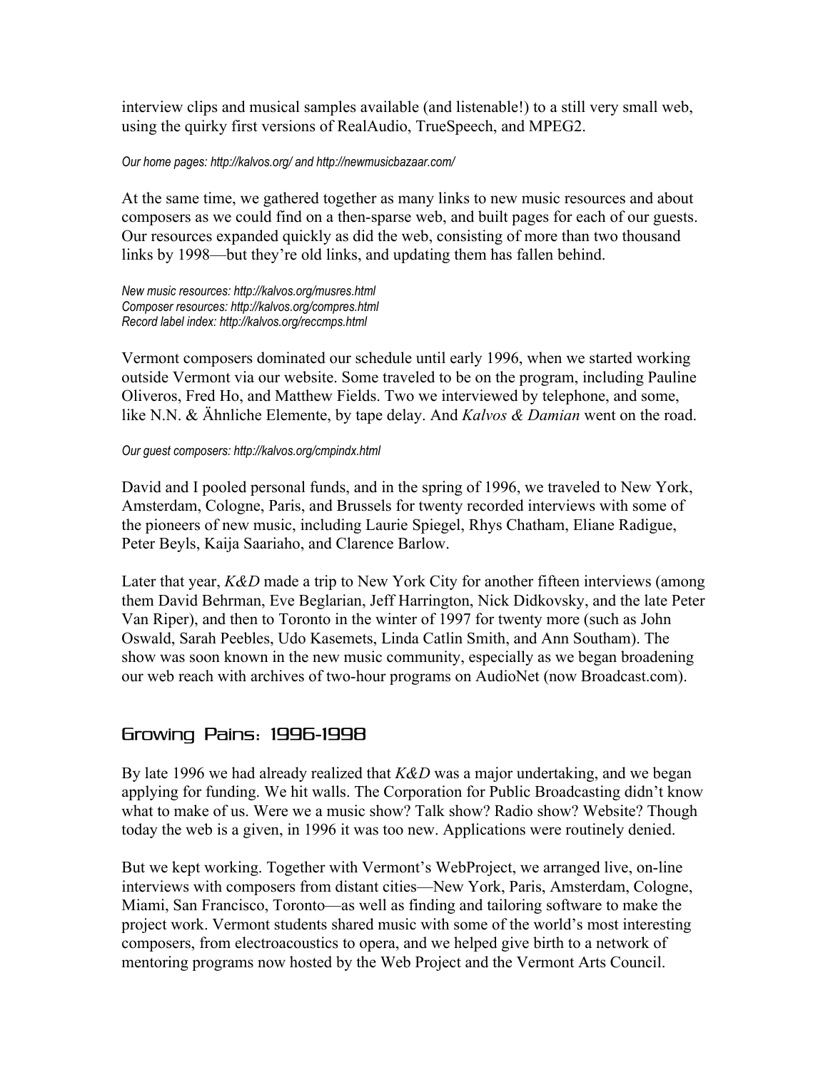interview clips and musical samples available (and listenable!) to a still very small web, using the quirky first versions of RealAudio, TrueSpeech, and MPEG2.

*Our home pages: http://kalvos.org/ and http://newmusicbazaar.com/*

At the same time, we gathered together as many links to new music resources and about composers as we could find on a then-sparse web, and built pages for each of our guests. Our resources expanded quickly as did the web, consisting of more than two thousand links by 1998—but they're old links, and updating them has fallen behind.

*New music resources: http://kalvos.org/musres.html*
*Composer resources: http://kalvos.org/compres.html*
*Record label index: http://kalvos.org/reccmps.html*

Vermont composers dominated our schedule until early 1996, when we started working outside Vermont via our website. Some traveled to be on the program, including Pauline Oliveros, Fred Ho, and Matthew Fields. Two we interviewed by telephone, and some, like N.N. & Ähnliche Elemente, by tape delay. And *Kalvos & Damian* went on the road.

*Our guest composers: http://kalvos.org/cmpindx.html*

David and I pooled personal funds, and in the spring of 1996, we traveled to New York, Amsterdam, Cologne, Paris, and Brussels for twenty recorded interviews with some of the pioneers of new music, including Laurie Spiegel, Rhys Chatham, Eliane Radigue, Peter Beyls, Kaija Saariaho, and Clarence Barlow.

Later that year, *K&D* made a trip to New York City for another fifteen interviews (among them David Behrman, Eve Beglarian, Jeff Harrington, Nick Didkovsky, and the late Peter Van Riper), and then to Toronto in the winter of 1997 for twenty more (such as John Oswald, Sarah Peebles, Udo Kasemets, Linda Catlin Smith, and Ann Southam). The show was soon known in the new music community, especially as we began broadening our web reach with archives of two-hour programs on AudioNet (now Broadcast.com).

## Growing Pains: 1996-1998

By late 1996 we had already realized that *K&D* was a major undertaking, and we began applying for funding. We hit walls. The Corporation for Public Broadcasting didn't know what to make of us. Were we a music show? Talk show? Radio show? Website? Though today the web is a given, in 1996 it was too new. Applications were routinely denied.

But we kept working. Together with Vermont's WebProject, we arranged live, on-line interviews with composers from distant cities—New York, Paris, Amsterdam, Cologne, Miami, San Francisco, Toronto—as well as finding and tailoring software to make the project work. Vermont students shared music with some of the world's most interesting composers, from electroacoustics to opera, and we helped give birth to a network of mentoring programs now hosted by the Web Project and the Vermont Arts Council.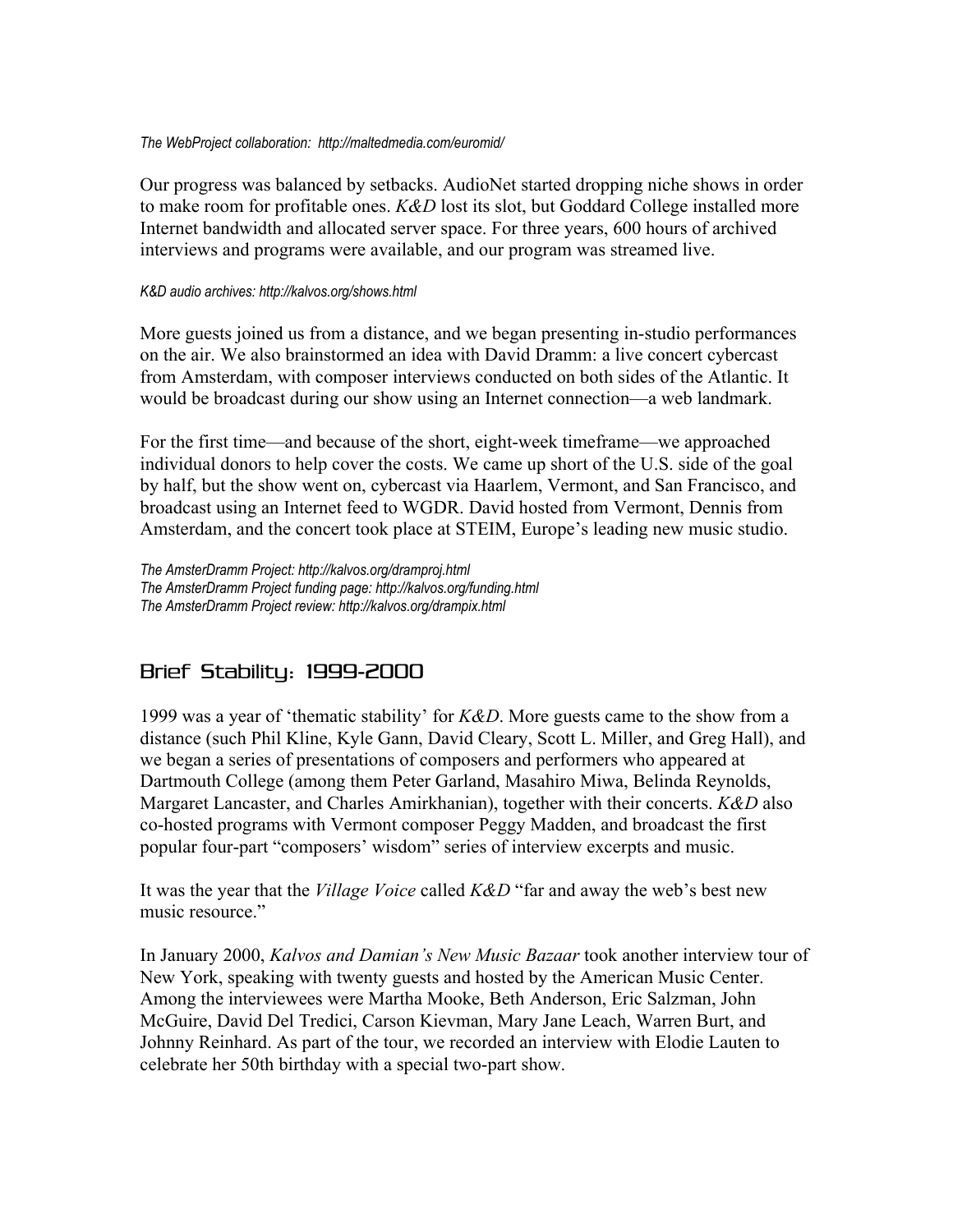*The WebProject collaboration: http://maltedmedia.com/euromid/*

Our progress was balanced by setbacks. AudioNet started dropping niche shows in order to make room for profitable ones. *K&D* lost its slot, but Goddard College installed more Internet bandwidth and allocated server space. For three years, 600 hours of archived interviews and programs were available, and our program was streamed live.

*K&D audio archives: http://kalvos.org/shows.html*

More guests joined us from a distance, and we began presenting in-studio performances on the air. We also brainstormed an idea with David Dramm: a live concert cybercast from Amsterdam, with composer interviews conducted on both sides of the Atlantic. It would be broadcast during our show using an Internet connection—a web landmark.

For the first time—and because of the short, eight-week timeframe—we approached individual donors to help cover the costs. We came up short of the U.S. side of the goal by half, but the show went on, cybercast via Haarlem, Vermont, and San Francisco, and broadcast using an Internet feed to WGDR. David hosted from Vermont, Dennis from Amsterdam, and the concert took place at STEIM, Europe's leading new music studio.

*The AmsterDramm Project: http://kalvos.org/dramproj.html*
*The AmsterDramm Project funding page: http://kalvos.org/funding.html*
*The AmsterDramm Project review: http://kalvos.org/drampix.html*

## Brief Stability: 1999-2000

1999 was a year of 'thematic stability' for *K&D*. More guests came to the show from a distance (such Phil Kline, Kyle Gann, David Cleary, Scott L. Miller, and Greg Hall), and we began a series of presentations of composers and performers who appeared at Dartmouth College (among them Peter Garland, Masahiro Miwa, Belinda Reynolds, Margaret Lancaster, and Charles Amirkhanian), together with their concerts. *K&D* also co-hosted programs with Vermont composer Peggy Madden, and broadcast the first popular four-part "composers' wisdom" series of interview excerpts and music.

It was the year that the *Village Voice* called *K&D* "far and away the web's best new music resource."

In January 2000, *Kalvos and Damian's New Music Bazaar* took another interview tour of New York, speaking with twenty guests and hosted by the American Music Center. Among the interviewees were Martha Mooke, Beth Anderson, Eric Salzman, John McGuire, David Del Tredici, Carson Kievman, Mary Jane Leach, Warren Burt, and Johnny Reinhard. As part of the tour, we recorded an interview with Elodie Lauten to celebrate her 50th birthday with a special two-part show.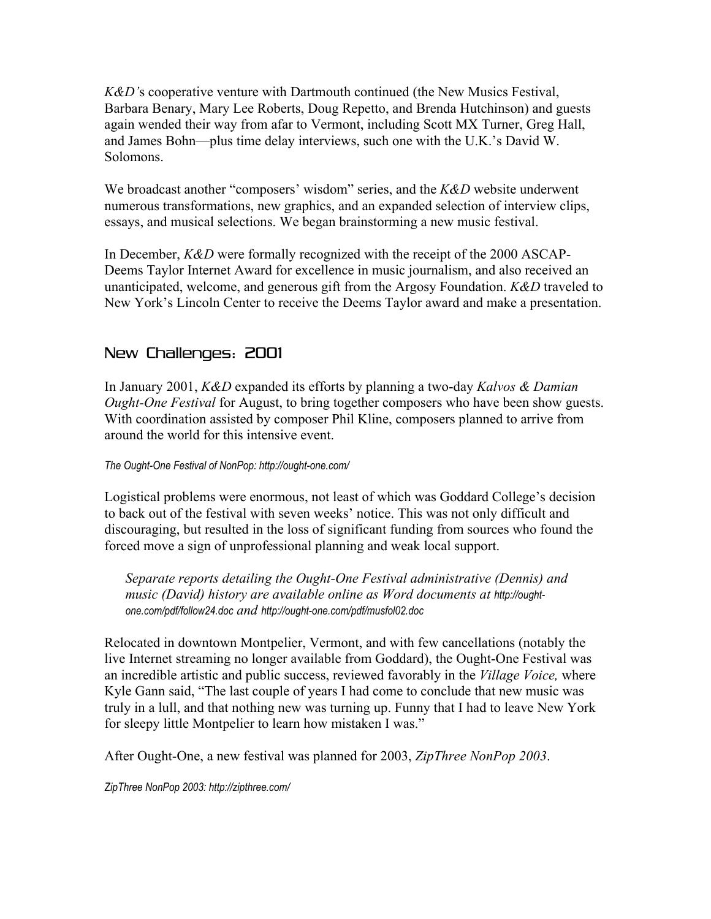*K&D's* cooperative venture with Dartmouth continued (the New Musics Festival, Barbara Benary, Mary Lee Roberts, Doug Repetto, and Brenda Hutchinson) and guests again wended their way from afar to Vermont, including Scott MX Turner, Greg Hall, and James Bohn—plus time delay interviews, such one with the U.K.'s David W. Solomons.

We broadcast another "composers' wisdom" series, and the *K&D* website underwent numerous transformations, new graphics, and an expanded selection of interview clips, essays, and musical selections. We began brainstorming a new music festival.

In December, *K&D* were formally recognized with the receipt of the 2000 ASCAP-Deems Taylor Internet Award for excellence in music journalism, and also received an unanticipated, welcome, and generous gift from the Argosy Foundation. *K&D* traveled to New York's Lincoln Center to receive the Deems Taylor award and make a presentation.

## New Challenges: 2001

In January 2001, *K&D* expanded its efforts by planning a two-day *Kalvos & Damian Ought-One Festival* for August, to bring together composers who have been show guests. With coordination assisted by composer Phil Kline, composers planned to arrive from around the world for this intensive event.

*The Ought-One Festival of NonPop: http://ought-one.com/*

Logistical problems were enormous, not least of which was Goddard College's decision to back out of the festival with seven weeks' notice. This was not only difficult and discouraging, but resulted in the loss of significant funding from sources who found the forced move a sign of unprofessional planning and weak local support.

> *Separate reports detailing the Ought-One Festival administrative (Dennis) and music (David) history are available online as Word documents at http://ought-one.com/pdf/follow24.doc and http://ought-one.com/pdf/musfol02.doc*

Relocated in downtown Montpelier, Vermont, and with few cancellations (notably the live Internet streaming no longer available from Goddard), the Ought-One Festival was an incredible artistic and public success, reviewed favorably in the *Village Voice,* where Kyle Gann said, "The last couple of years I had come to conclude that new music was truly in a lull, and that nothing new was turning up. Funny that I had to leave New York for sleepy little Montpelier to learn how mistaken I was."

After Ought-One, a new festival was planned for 2003, *ZipThree NonPop 2003*.

*ZipThree NonPop 2003: http://zipthree.com/*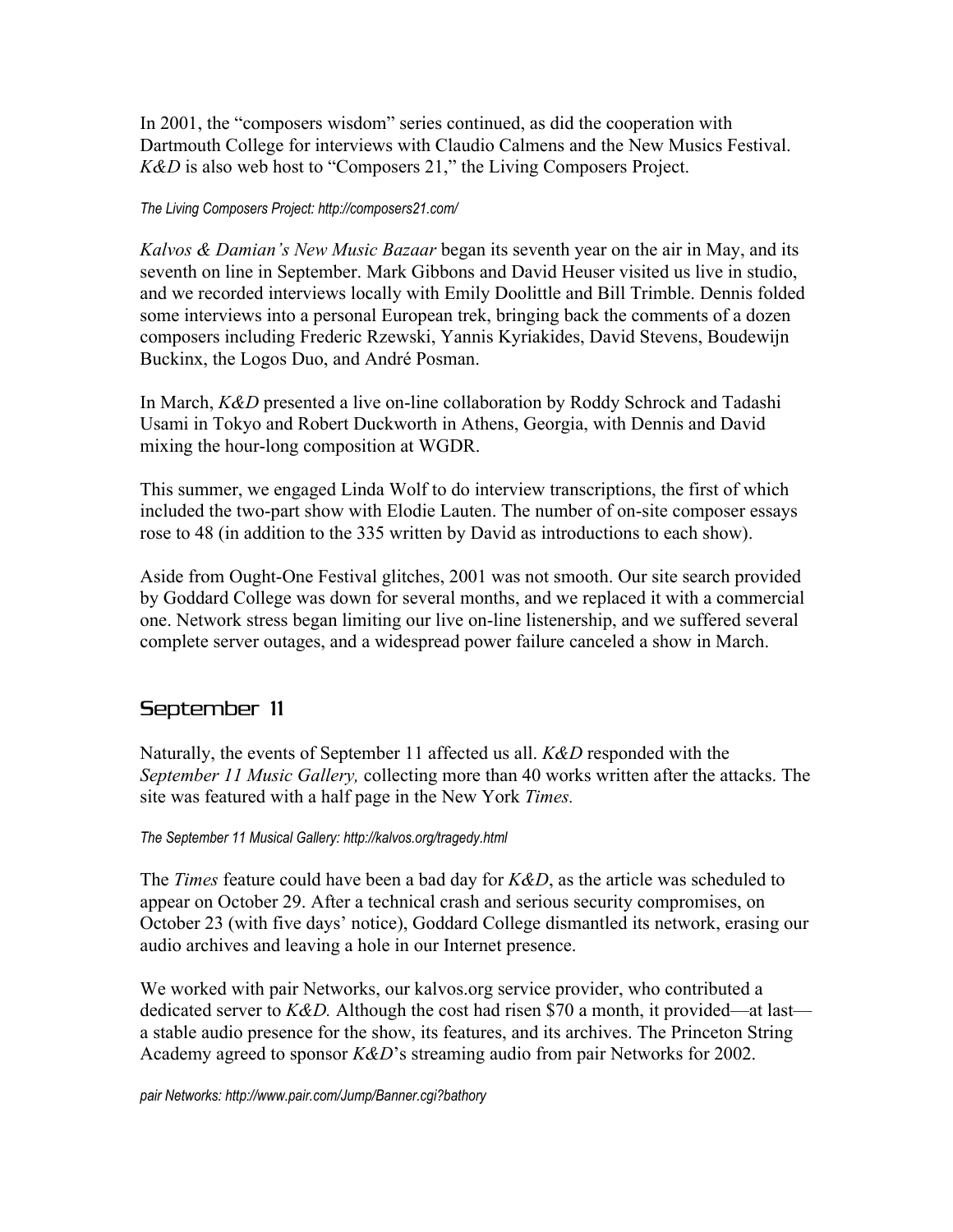In 2001, the "composers wisdom" series continued, as did the cooperation with Dartmouth College for interviews with Claudio Calmens and the New Musics Festival. *K&D* is also web host to "Composers 21," the Living Composers Project.

*The Living Composers Project: http://composers21.com/*

*Kalvos & Damian's New Music Bazaar* began its seventh year on the air in May, and its seventh on line in September. Mark Gibbons and David Heuser visited us live in studio, and we recorded interviews locally with Emily Doolittle and Bill Trimble. Dennis folded some interviews into a personal European trek, bringing back the comments of a dozen composers including Frederic Rzewski, Yannis Kyriakides, David Stevens, Boudewijn Buckinx, the Logos Duo, and André Posman.

In March, *K&D* presented a live on-line collaboration by Roddy Schrock and Tadashi Usami in Tokyo and Robert Duckworth in Athens, Georgia, with Dennis and David mixing the hour-long composition at WGDR.

This summer, we engaged Linda Wolf to do interview transcriptions, the first of which included the two-part show with Elodie Lauten. The number of on-site composer essays rose to 48 (in addition to the 335 written by David as introductions to each show).

Aside from Ought-One Festival glitches, 2001 was not smooth. Our site search provided by Goddard College was down for several months, and we replaced it with a commercial one. Network stress began limiting our live on-line listenership, and we suffered several complete server outages, and a widespread power failure canceled a show in March.

## September 11

Naturally, the events of September 11 affected us all. *K&D* responded with the *September 11 Music Gallery,* collecting more than 40 works written after the attacks. The site was featured with a half page in the New York *Times.*

*The September 11 Musical Gallery: http://kalvos.org/tragedy.html*

The *Times* feature could have been a bad day for *K&D*, as the article was scheduled to appear on October 29. After a technical crash and serious security compromises, on October 23 (with five days' notice), Goddard College dismantled its network, erasing our audio archives and leaving a hole in our Internet presence.

We worked with pair Networks, our kalvos.org service provider, who contributed a dedicated server to *K&D.* Although the cost had risen $70 a month, it provided—at last—a stable audio presence for the show, its features, and its archives. The Princeton String Academy agreed to sponsor *K&D*'s streaming audio from pair Networks for 2002.

*pair Networks: http://www.pair.com/Jump/Banner.cgi?bathory*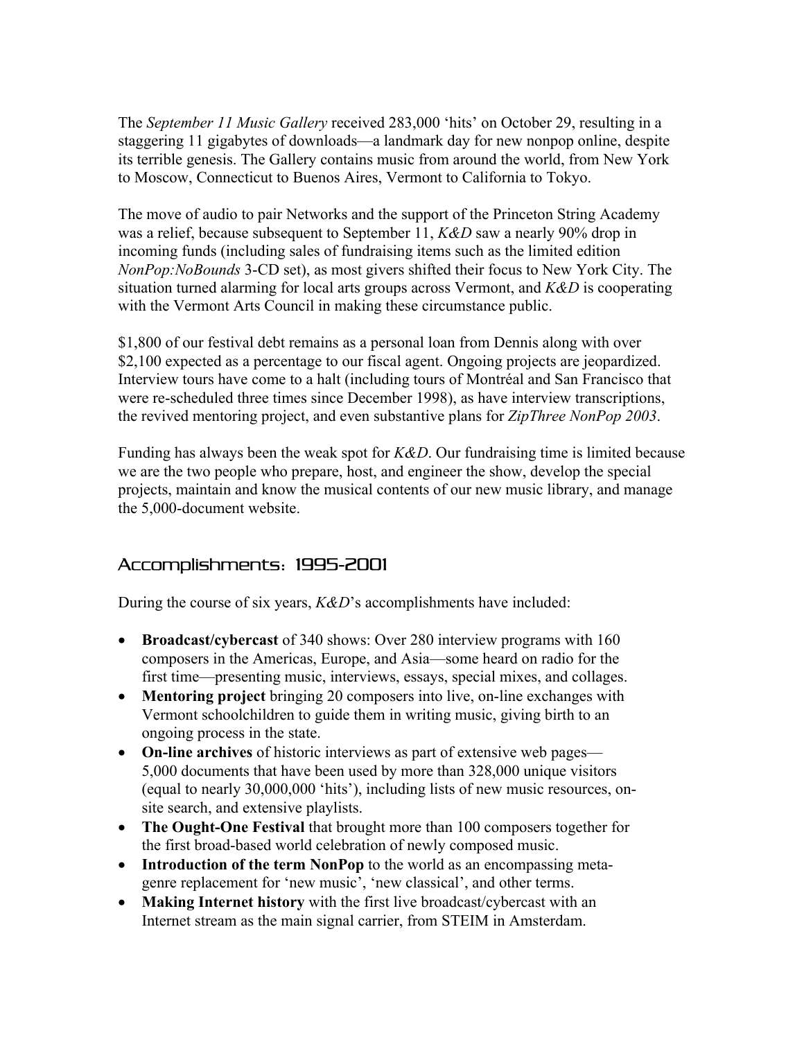The *September 11 Music Gallery* received 283,000 'hits' on October 29, resulting in a staggering 11 gigabytes of downloads—a landmark day for new nonpop online, despite its terrible genesis. The Gallery contains music from around the world, from New York to Moscow, Connecticut to Buenos Aires, Vermont to California to Tokyo.

The move of audio to pair Networks and the support of the Princeton String Academy was a relief, because subsequent to September 11, *K&D* saw a nearly 90% drop in incoming funds (including sales of fundraising items such as the limited edition *NonPop:NoBounds* 3-CD set), as most givers shifted their focus to New York City. The situation turned alarming for local arts groups across Vermont, and *K&D* is cooperating with the Vermont Arts Council in making these circumstance public.

$1,800 of our festival debt remains as a personal loan from Dennis along with over $2,100 expected as a percentage to our fiscal agent. Ongoing projects are jeopardized. Interview tours have come to a halt (including tours of Montréal and San Francisco that were re-scheduled three times since December 1998), as have interview transcriptions, the revived mentoring project, and even substantive plans for *ZipThree NonPop 2003*.

Funding has always been the weak spot for *K&D*. Our fundraising time is limited because we are the two people who prepare, host, and engineer the show, develop the special projects, maintain and know the musical contents of our new music library, and manage the 5,000-document website.

## Accomplishments: 1995-2001

During the course of six years, *K&D*'s accomplishments have included:

- **Broadcast/cybercast** of 340 shows: Over 280 interview programs with 160 composers in the Americas, Europe, and Asia—some heard on radio for the first time—presenting music, interviews, essays, special mixes, and collages.
- **Mentoring project** bringing 20 composers into live, on-line exchanges with Vermont schoolchildren to guide them in writing music, giving birth to an ongoing process in the state.
- **On-line archives** of historic interviews as part of extensive web pages—5,000 documents that have been used by more than 328,000 unique visitors (equal to nearly 30,000,000 'hits'), including lists of new music resources, on-site search, and extensive playlists.
- **The Ought-One Festival** that brought more than 100 composers together for the first broad-based world celebration of newly composed music.
- **Introduction of the term NonPop** to the world as an encompassing meta-genre replacement for 'new music', 'new classical', and other terms.
- **Making Internet history** with the first live broadcast/cybercast with an Internet stream as the main signal carrier, from STEIM in Amsterdam.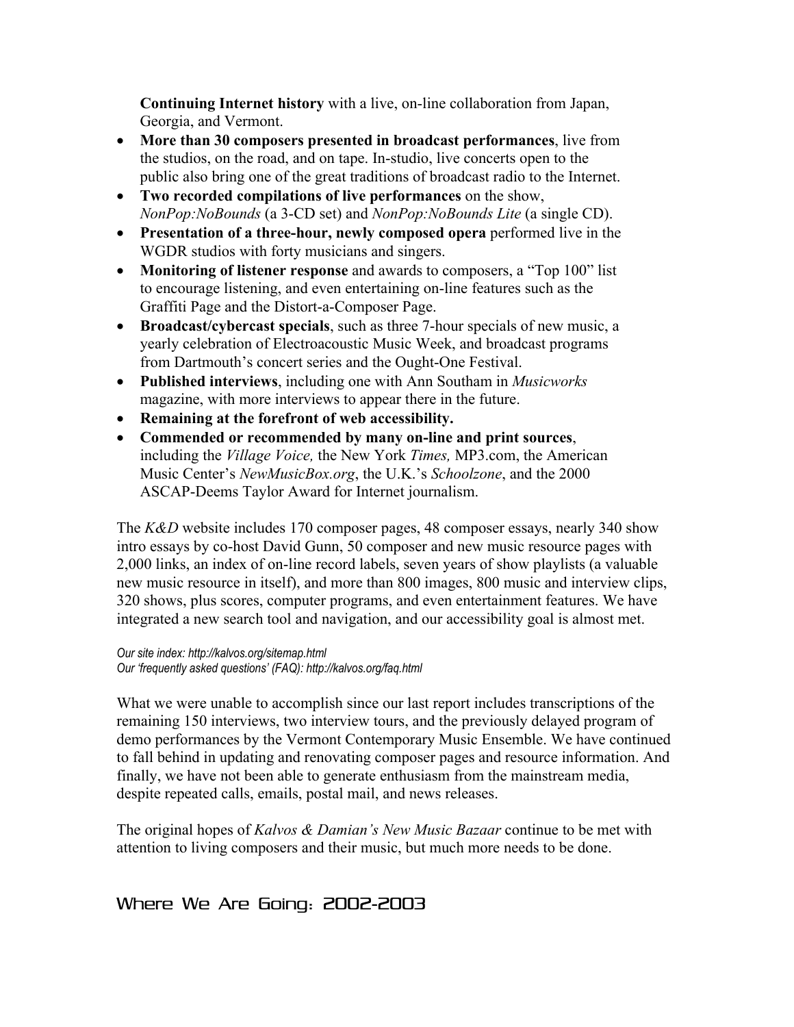**Continuing Internet history** with a live, on-line collaboration from Japan, Georgia, and Vermont.

- **More than 30 composers presented in broadcast performances**, live from the studios, on the road, and on tape. In-studio, live concerts open to the public also bring one of the great traditions of broadcast radio to the Internet.
- **Two recorded compilations of live performances** on the show, *NonPop:NoBounds* (a 3-CD set) and *NonPop:NoBounds Lite* (a single CD).
- **Presentation of a three-hour, newly composed opera** performed live in the WGDR studios with forty musicians and singers.
- **Monitoring of listener response** and awards to composers, a "Top 100" list to encourage listening, and even entertaining on-line features such as the Graffiti Page and the Distort-a-Composer Page.
- **Broadcast/cybercast specials**, such as three 7-hour specials of new music, a yearly celebration of Electroacoustic Music Week, and broadcast programs from Dartmouth's concert series and the Ought-One Festival.
- **Published interviews**, including one with Ann Southam in *Musicworks* magazine, with more interviews to appear there in the future.
- **Remaining at the forefront of web accessibility.**
- **Commended or recommended by many on-line and print sources**, including the *Village Voice,* the New York *Times,* MP3.com, the American Music Center's *NewMusicBox.org*, the U.K.'s *Schoolzone*, and the 2000 ASCAP-Deems Taylor Award for Internet journalism.

The *K&D* website includes 170 composer pages, 48 composer essays, nearly 340 show intro essays by co-host David Gunn, 50 composer and new music resource pages with 2,000 links, an index of on-line record labels, seven years of show playlists (a valuable new music resource in itself), and more than 800 images, 800 music and interview clips, 320 shows, plus scores, computer programs, and even entertainment features. We have integrated a new search tool and navigation, and our accessibility goal is almost met.

*Our site index: http://kalvos.org/sitemap.html*
*Our 'frequently asked questions' (FAQ): http://kalvos.org/faq.html*

What we were unable to accomplish since our last report includes transcriptions of the remaining 150 interviews, two interview tours, and the previously delayed program of demo performances by the Vermont Contemporary Music Ensemble. We have continued to fall behind in updating and renovating composer pages and resource information. And finally, we have not been able to generate enthusiasm from the mainstream media, despite repeated calls, emails, postal mail, and news releases.

The original hopes of *Kalvos & Damian's New Music Bazaar* continue to be met with attention to living composers and their music, but much more needs to be done.

## Where We Are Going: 2002-2003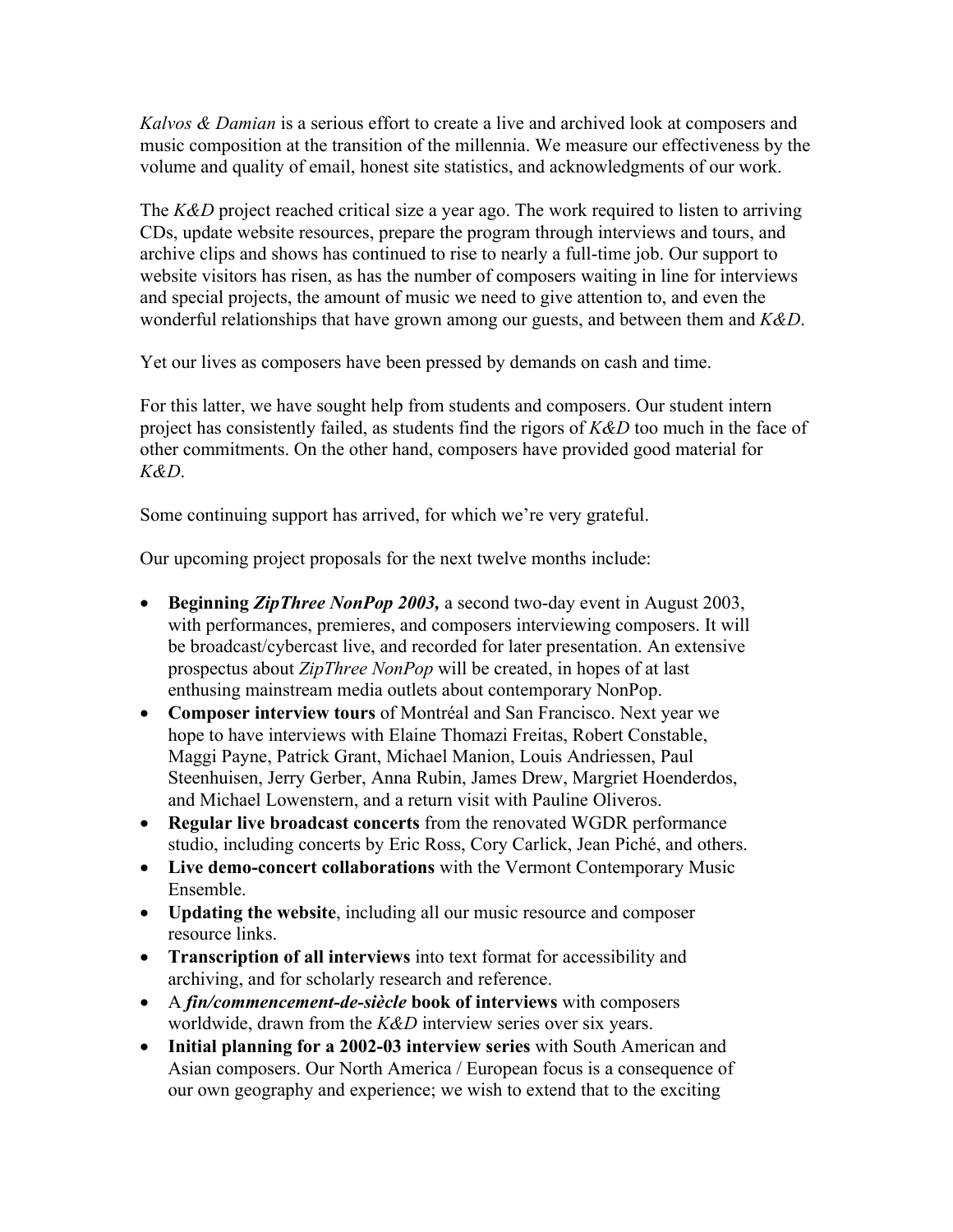*Kalvos & Damian* is a serious effort to create a live and archived look at composers and music composition at the transition of the millennia. We measure our effectiveness by the volume and quality of email, honest site statistics, and acknowledgments of our work.

The *K&D* project reached critical size a year ago. The work required to listen to arriving CDs, update website resources, prepare the program through interviews and tours, and archive clips and shows has continued to rise to nearly a full-time job. Our support to website visitors has risen, as has the number of composers waiting in line for interviews and special projects, the amount of music we need to give attention to, and even the wonderful relationships that have grown among our guests, and between them and *K&D*.

Yet our lives as composers have been pressed by demands on cash and time.

For this latter, we have sought help from students and composers. Our student intern project has consistently failed, as students find the rigors of *K&D* too much in the face of other commitments. On the other hand, composers have provided good material for *K&D*.

Some continuing support has arrived, for which we're very grateful.

Our upcoming project proposals for the next twelve months include:

- **Beginning *ZipThree NonPop 2003*,** a second two-day event in August 2003, with performances, premieres, and composers interviewing composers. It will be broadcast/cybercast live, and recorded for later presentation. An extensive prospectus about *ZipThree NonPop* will be created, in hopes of at last enthusing mainstream media outlets about contemporary NonPop.
- **Composer interview tours** of Montréal and San Francisco. Next year we hope to have interviews with Elaine Thomazi Freitas, Robert Constable, Maggi Payne, Patrick Grant, Michael Manion, Louis Andriessen, Paul Steenhuisen, Jerry Gerber, Anna Rubin, James Drew, Margriet Hoenderdos, and Michael Lowenstern, and a return visit with Pauline Oliveros.
- **Regular live broadcast concerts** from the renovated WGDR performance studio, including concerts by Eric Ross, Cory Carlick, Jean Piché, and others.
- **Live demo-concert collaborations** with the Vermont Contemporary Music Ensemble.
- **Updating the website**, including all our music resource and composer resource links.
- **Transcription of all interviews** into text format for accessibility and archiving, and for scholarly research and reference.
- A ***fin/commencement-de-siècle* book of interviews** with composers worldwide, drawn from the *K&D* interview series over six years.
- **Initial planning for a 2002-03 interview series** with South American and Asian composers. Our North America / European focus is a consequence of our own geography and experience; we wish to extend that to the exciting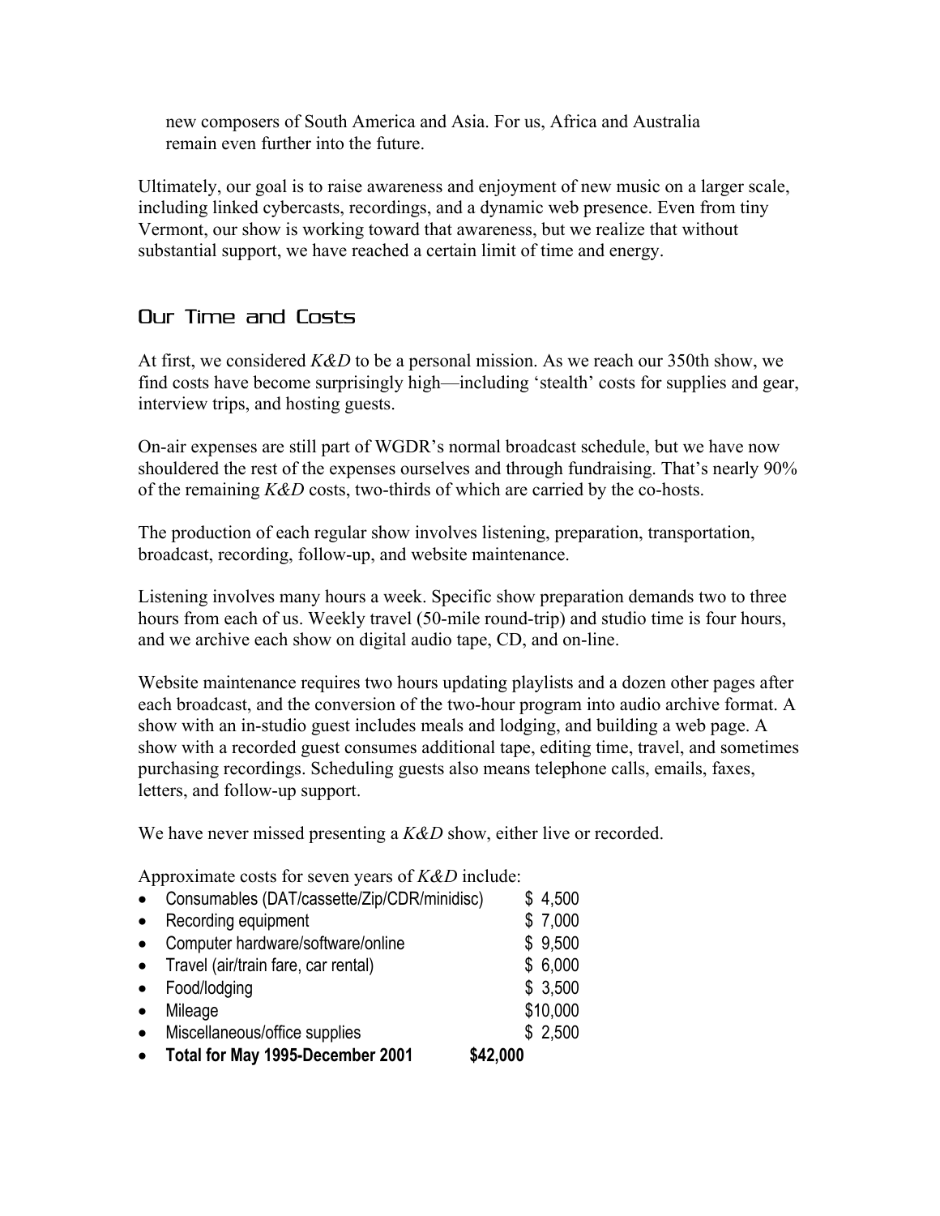new composers of South America and Asia. For us, Africa and Australia remain even further into the future.

Ultimately, our goal is to raise awareness and enjoyment of new music on a larger scale, including linked cybercasts, recordings, and a dynamic web presence. Even from tiny Vermont, our show is working toward that awareness, but we realize that without substantial support, we have reached a certain limit of time and energy.

## Our Time and Costs

At first, we considered *K&D* to be a personal mission. As we reach our 350th show, we find costs have become surprisingly high—including 'stealth' costs for supplies and gear, interview trips, and hosting guests.

On-air expenses are still part of WGDR's normal broadcast schedule, but we have now shouldered the rest of the expenses ourselves and through fundraising. That's nearly 90% of the remaining *K&D* costs, two-thirds of which are carried by the co-hosts.

The production of each regular show involves listening, preparation, transportation, broadcast, recording, follow-up, and website maintenance.

Listening involves many hours a week. Specific show preparation demands two to three hours from each of us. Weekly travel (50-mile round-trip) and studio time is four hours, and we archive each show on digital audio tape, CD, and on-line.

Website maintenance requires two hours updating playlists and a dozen other pages after each broadcast, and the conversion of the two-hour program into audio archive format. A show with an in-studio guest includes meals and lodging, and building a web page. A show with a recorded guest consumes additional tape, editing time, travel, and sometimes purchasing recordings. Scheduling guests also means telephone calls, emails, faxes, letters, and follow-up support.

We have never missed presenting a *K&D* show, either live or recorded.

Approximate costs for seven years of *K&D* include:

- Consumables (DAT/cassette/Zip/CDR/minidisc) $ 4,500
- Recording equipment $ 7,000
- Computer hardware/software/online $ 9,500
- Travel (air/train fare, car rental) $ 6,000
- Food/lodging $ 3,500
- Mileage $10,000
- Miscellaneous/office supplies $ 2,500
- **Total for May 1995-December 2001 $42,000**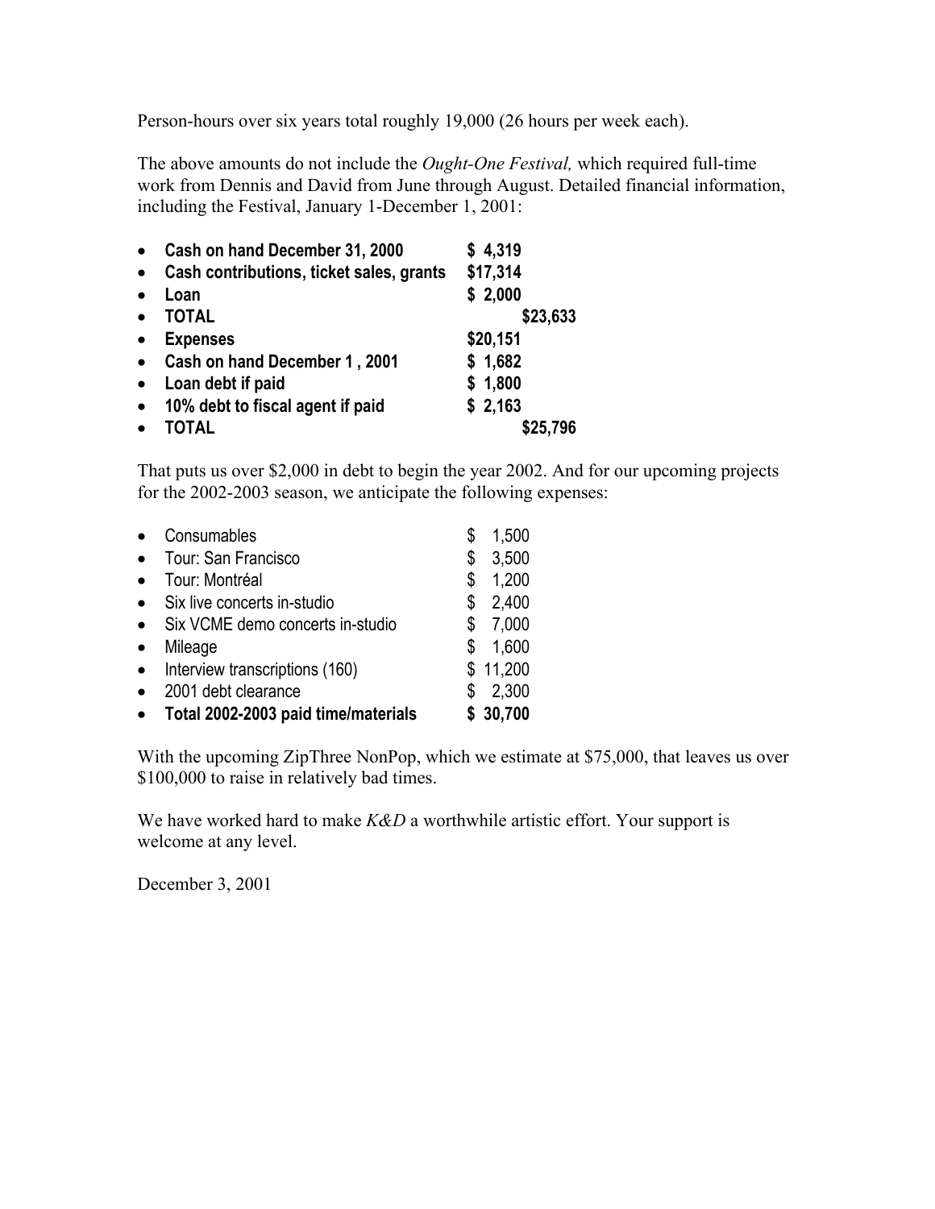Person-hours over six years total roughly 19,000 (26 hours per week each).

The above amounts do not include the *Ought-One Festival,* which required full-time work from Dennis and David from June through August. Detailed financial information, including the Festival, January 1-December 1, 2001:

- **Cash on hand December 31, 2000** **$ 4,319**
- **Cash contributions, ticket sales, grants** **$17,314**
- **Loan** **$ 2,000**
- **TOTAL** **$23,633**
- **Expenses** **$20,151**
- **Cash on hand December 1 , 2001** **$ 1,682**
- **Loan debt if paid** **$ 1,800**
- **10% debt to fiscal agent if paid** **$ 2,163**
- **TOTAL** **$25,796**

That puts us over $2,000 in debt to begin the year 2002. And for our upcoming projects for the 2002-2003 season, we anticipate the following expenses:

- Consumables $ 1,500
- Tour: San Francisco $ 3,500
- Tour: Montréal $ 1,200
- Six live concerts in-studio $ 2,400
- Six VCME demo concerts in-studio $ 7,000
- Mileage $ 1,600
- Interview transcriptions (160) $ 11,200
- 2001 debt clearance $ 2,300
- **Total 2002-2003 paid time/materials** **$ 30,700**

With the upcoming ZipThree NonPop, which we estimate at $75,000, that leaves us over $100,000 to raise in relatively bad times.

We have worked hard to make *K&D* a worthwhile artistic effort. Your support is welcome at any level.

December 3, 2001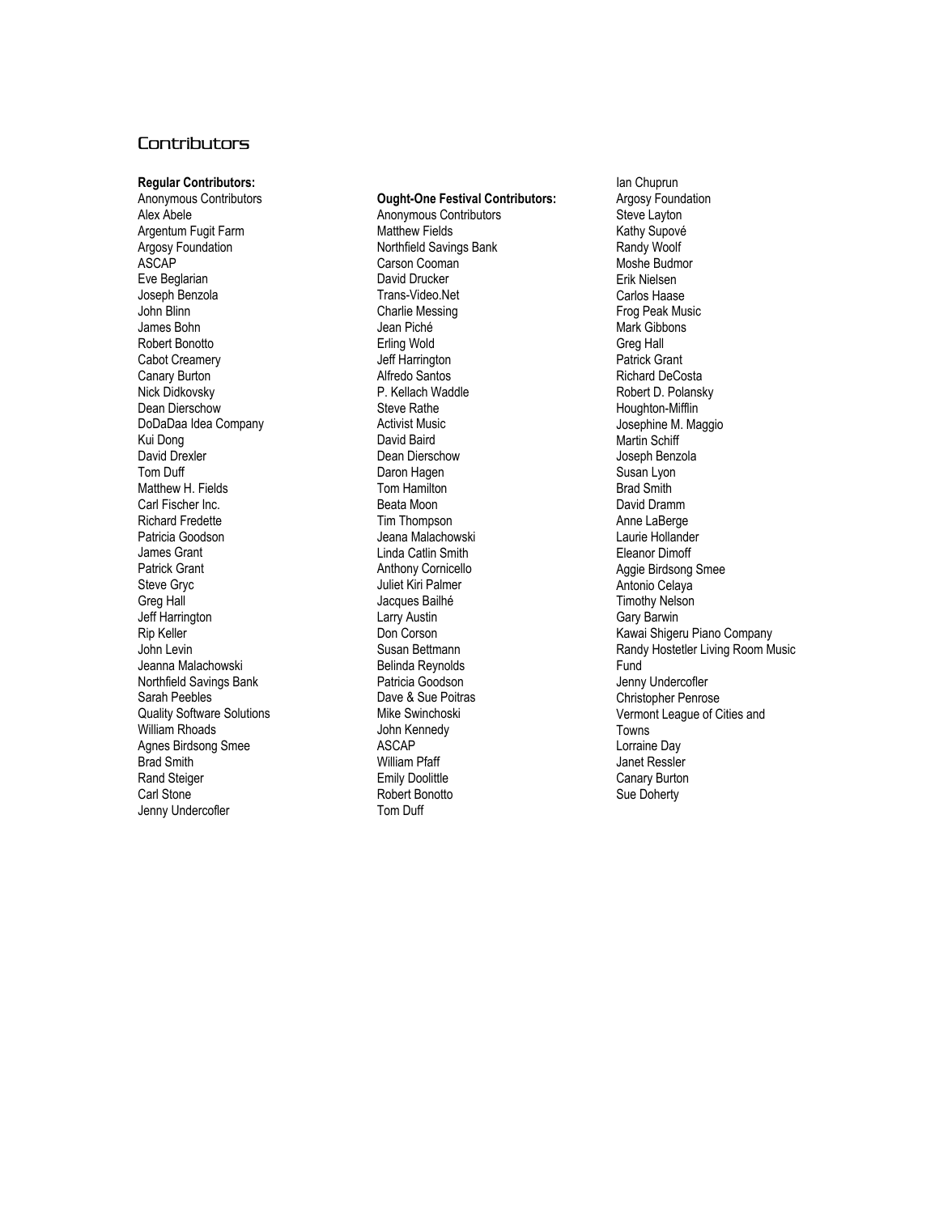## Contributors

**Regular Contributors:**

Anonymous Contributors
Alex Abele
Argentum Fugit Farm
Argosy Foundation
ASCAP
Eve Beglarian
Joseph Benzola
John Blinn
James Bohn
Robert Bonotto
Cabot Creamery
Canary Burton
Nick Didkovsky
Dean Dierschow
DoDaDaa Idea Company
Kui Dong
David Drexler
Tom Duff
Matthew H. Fields
Carl Fischer Inc.
Richard Fredette
Patricia Goodson
James Grant
Patrick Grant
Steve Gryc
Greg Hall
Jeff Harrington
Rip Keller
John Levin
Jeanna Malachowski
Northfield Savings Bank
Sarah Peebles
Quality Software Solutions
William Rhoads
Agnes Birdsong Smee
Brad Smith
Rand Steiger
Carl Stone
Jenny Undercofler

**Ought-One Festival Contributors:**

Anonymous Contributors
Matthew Fields
Northfield Savings Bank
Carson Cooman
David Drucker
Trans-Video.Net
Charlie Messing
Jean Piché
Erling Wold
Jeff Harrington
Alfredo Santos
P. Kellach Waddle
Steve Rathe
Activist Music
David Baird
Dean Dierschow
Daron Hagen
Tom Hamilton
Beata Moon
Tim Thompson
Jeana Malachowski
Linda Catlin Smith
Anthony Cornicello
Juliet Kiri Palmer
Jacques Bailhé
Larry Austin
Don Corson
Susan Bettmann
Belinda Reynolds
Patricia Goodson
Dave & Sue Poitras
Mike Swinchoski
John Kennedy
ASCAP
William Pfaff
Emily Doolittle
Robert Bonotto
Tom Duff
Ian Chuprun
Argosy Foundation
Steve Layton
Kathy Supové
Randy Woolf
Moshe Budmor
Erik Nielsen
Carlos Haase
Frog Peak Music
Mark Gibbons
Greg Hall
Patrick Grant
Richard DeCosta
Robert D. Polansky
Houghton-Mifflin
Josephine M. Maggio
Martin Schiff
Joseph Benzola
Susan Lyon
Brad Smith
David Dramm
Anne LaBerge
Laurie Hollander
Eleanor Dimoff
Aggie Birdsong Smee
Antonio Celaya
Timothy Nelson
Gary Barwin
Kawai Shigeru Piano Company
Randy Hostetler Living Room Music Fund
Jenny Undercofler
Christopher Penrose
Vermont League of Cities and Towns
Lorraine Day
Janet Ressler
Canary Burton
Sue Doherty